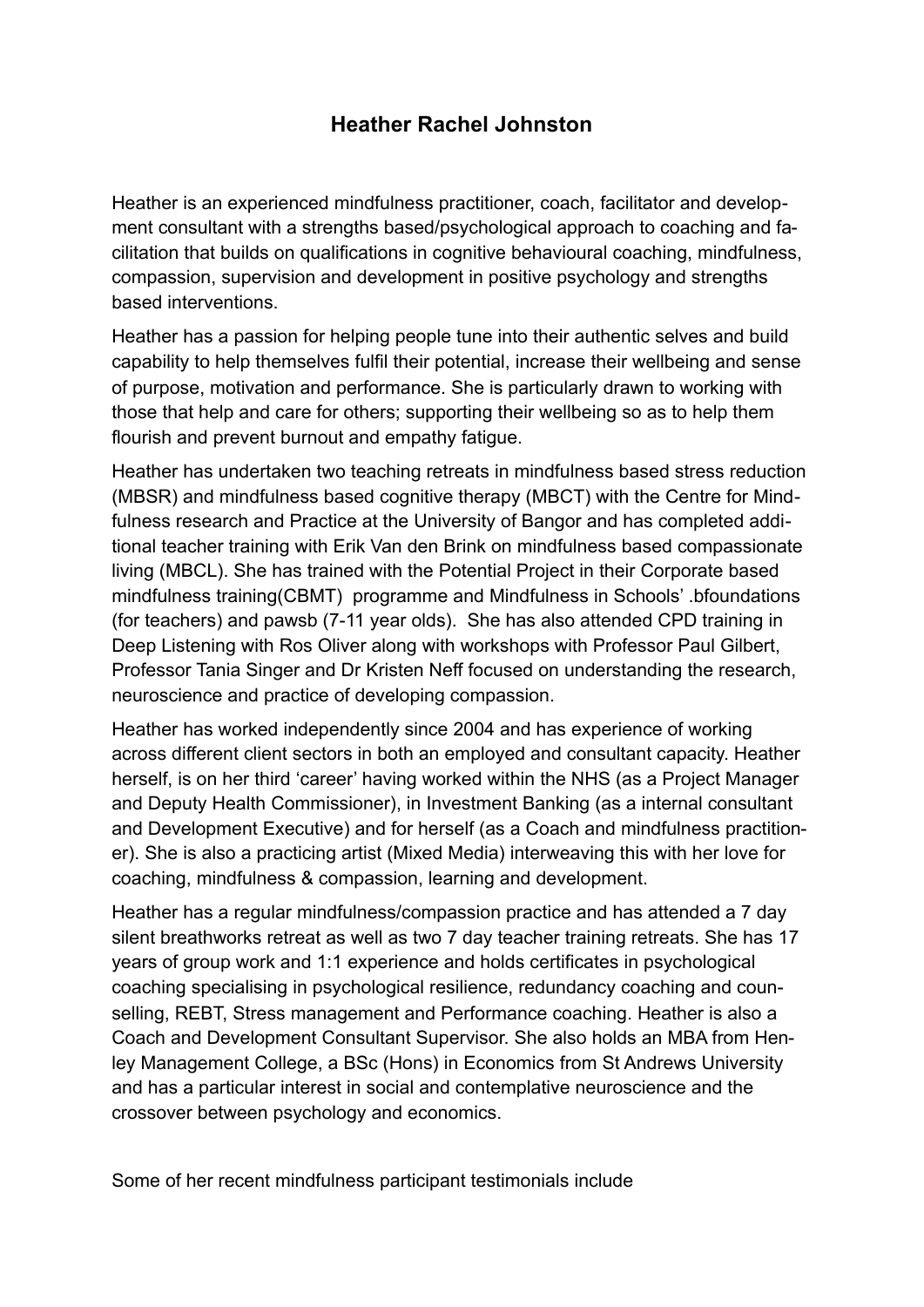# Heather Rachel Johnston

Heather is an experienced mindfulness practitioner, coach, facilitator and development consultant with a strengths based/psychological approach to coaching and facilitation that builds on qualifications in cognitive behavioural coaching, mindfulness, compassion, supervision and development in positive psychology and strengths based interventions.

Heather has a passion for helping people tune into their authentic selves and build capability to help themselves fulfil their potential, increase their wellbeing and sense of purpose, motivation and performance. She is particularly drawn to working with those that help and care for others; supporting their wellbeing so as to help them flourish and prevent burnout and empathy fatigue.

Heather has undertaken two teaching retreats in mindfulness based stress reduction (MBSR) and mindfulness based cognitive therapy (MBCT) with the Centre for Mindfulness research and Practice at the University of Bangor and has completed additional teacher training with Erik Van den Brink on mindfulness based compassionate living (MBCL). She has trained with the Potential Project in their Corporate based mindfulness training(CBMT) programme and Mindfulness in Schools' .bfoundations (for teachers) and pawsb (7-11 year olds). She has also attended CPD training in Deep Listening with Ros Oliver along with workshops with Professor Paul Gilbert, Professor Tania Singer and Dr Kristen Neff focused on understanding the research, neuroscience and practice of developing compassion.

Heather has worked independently since 2004 and has experience of working across different client sectors in both an employed and consultant capacity. Heather herself, is on her third 'career' having worked within the NHS (as a Project Manager and Deputy Health Commissioner), in Investment Banking (as a internal consultant and Development Executive) and for herself (as a Coach and mindfulness practitioner). She is also a practicing artist (Mixed Media) interweaving this with her love for coaching, mindfulness & compassion, learning and development.

Heather has a regular mindfulness/compassion practice and has attended a 7 day silent breathworks retreat as well as two 7 day teacher training retreats. She has 17 years of group work and 1:1 experience and holds certificates in psychological coaching specialising in psychological resilience, redundancy coaching and counselling, REBT, Stress management and Performance coaching. Heather is also a Coach and Development Consultant Supervisor. She also holds an MBA from Henley Management College, a BSc (Hons) in Economics from St Andrews University and has a particular interest in social and contemplative neuroscience and the crossover between psychology and economics.

Some of her recent mindfulness participant testimonials include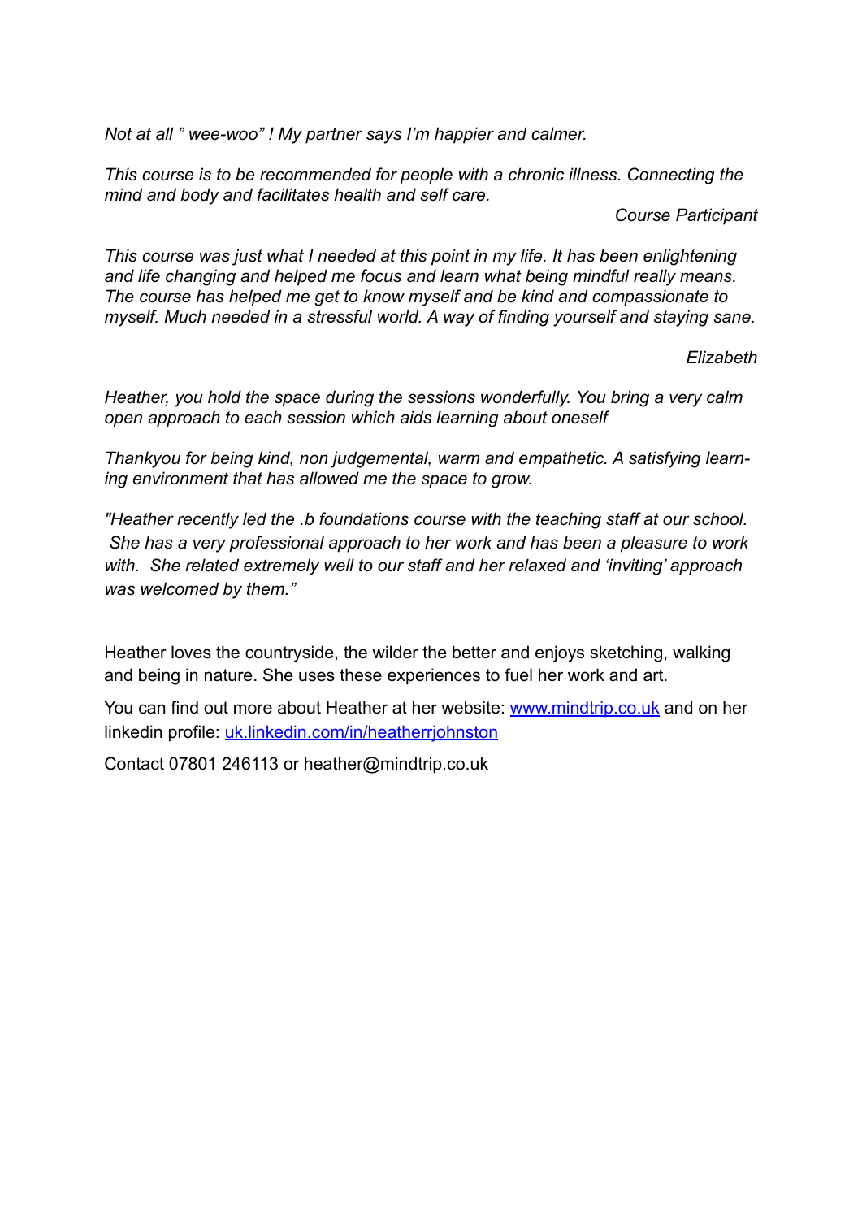*Not at all " wee-woo" ! My partner says I'm happier and calmer.*

*This course is to be recommended for people with a chronic illness. Connecting the mind and body and facilitates health and self care.*

*Course Participant*

*This course was just what I needed at this point in my life. It has been enlightening and life changing and helped me focus and learn what being mindful really means. The course has helped me get to know myself and be kind and compassionate to myself. Much needed in a stressful world. A way of finding yourself and staying sane.*

*Elizabeth*

*Heather, you hold the space during the sessions wonderfully. You bring a very calm open approach to each session which aids learning about oneself*

*Thankyou for being kind, non judgemental, warm and empathetic. A satisfying learning environment that has allowed me the space to grow.*

*"Heather recently led the .b foundations course with the teaching staff at our school. She has a very professional approach to her work and has been a pleasure to work with. She related extremely well to our staff and her relaxed and 'inviting' approach was welcomed by them."*

Heather loves the countryside, the wilder the better and enjoys sketching, walking and being in nature. She uses these experiences to fuel her work and art.

You can find out more about Heather at her website: [www.mindtrip.co.uk](http://www.mindtrip.co.uk) and on her linkedin profile: [uk.linkedin.com/in/heatherrjohnston](http://uk.linkedin.com/in/heatherrjohnston)

Contact 07801 246113 or heather@mindtrip.co.uk